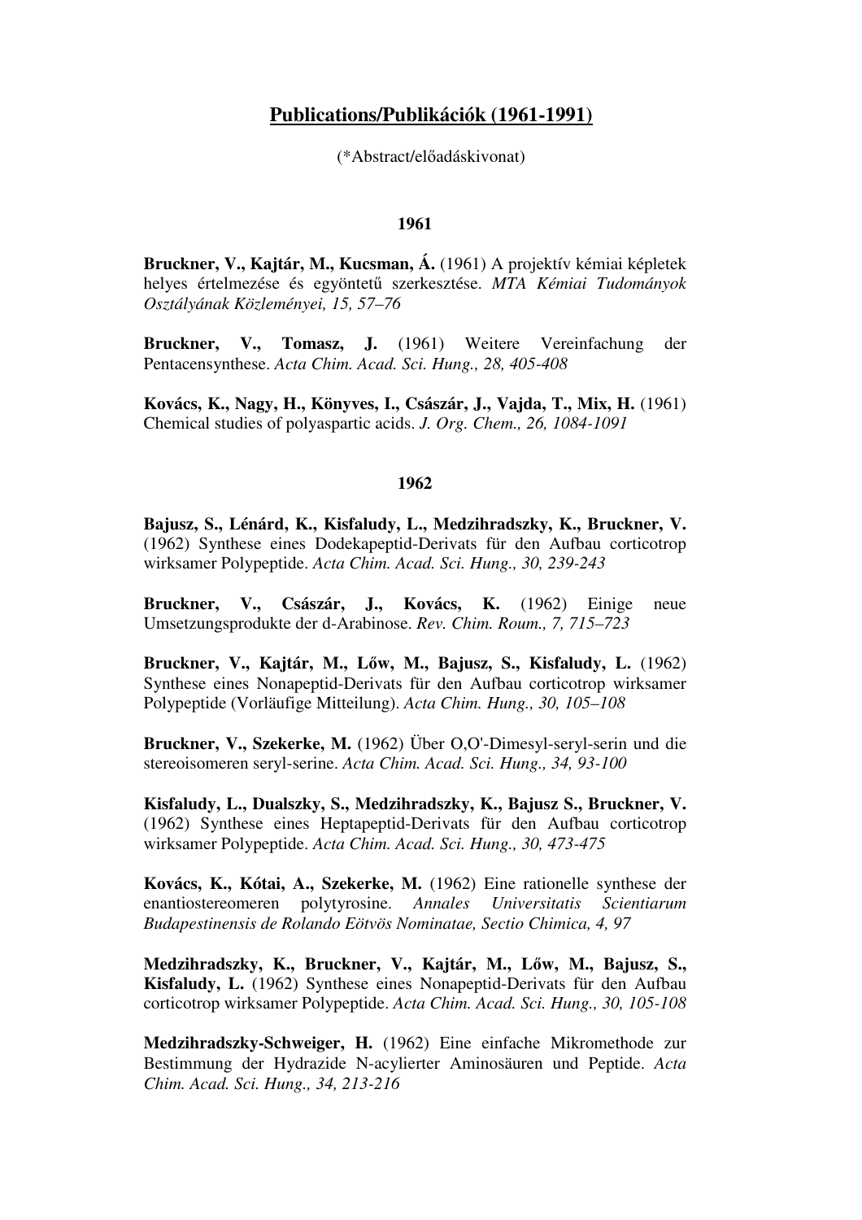# Publications/Publikációk (1961-1991)

(*Abstract/előadáskivonat)

## 1961

**Bruckner, V., Kajtár, M., Kucsman, Á.** (1961) A projektív kémiai képletek helyes értelmezése és egyöntetű szerkesztése. *MTA Kémiai Tudományok Osztályának Közleményei, 15, 57–76*

**Bruckner, V., Tomasz, J.** (1961) Weitere Vereinfachung der Pentacensynthese. *Acta Chim. Acad. Sci. Hung., 28, 405-408*

**Kovács, K., Nagy, H., Könyves, I., Császár, J., Vajda, T., Mix, H.** (1961) Chemical studies of polyaspartic acids. *J. Org. Chem., 26, 1084-1091*

## 1962

**Bajusz, S., Lénárd, K., Kisfaludy, L., Medzihradszky, K., Bruckner, V.** (1962) Synthese eines Dodekapeptid-Derivats für den Aufbau corticotrop wirksamer Polypeptide. *Acta Chim. Acad. Sci. Hung., 30, 239-243*

**Bruckner, V., Császár, J., Kovács, K.** (1962) Einige neue Umsetzungsprodukte der d-Arabinose. *Rev. Chim. Roum., 7, 715–723*

**Bruckner, V., Kajtár, M., Lőw, M., Bajusz, S., Kisfaludy, L.** (1962) Synthese eines Nonapeptid-Derivats für den Aufbau corticotrop wirksamer Polypeptide (Vorläufige Mitteilung). *Acta Chim. Hung., 30, 105–108*

**Bruckner, V., Szekerke, M.** (1962) Über O,O'-Dimesyl-seryl-serin und die stereoisomeren seryl-serine. *Acta Chim. Acad. Sci. Hung., 34, 93-100*

**Kisfaludy, L., Dualszky, S., Medzihradszky, K., Bajusz S., Bruckner, V.** (1962) Synthese eines Heptapeptid-Derivats für den Aufbau corticotrop wirksamer Polypeptide. *Acta Chim. Acad. Sci. Hung., 30, 473-475*

**Kovács, K., Kótai, A., Szekerke, M.** (1962) Eine rationelle synthese der enantiostereomeren polytyrosine. *Annales Universitatis Scientiarum Budapestinensis de Rolando Eötvös Nominatae, Sectio Chimica, 4, 97*

**Medzihradszky, K., Bruckner, V., Kajtár, M., Lőw, M., Bajusz, S., Kisfaludy, L.** (1962) Synthese eines Nonapeptid-Derivats für den Aufbau corticotrop wirksamer Polypeptide. *Acta Chim. Acad. Sci. Hung., 30, 105-108*

**Medzihradszky-Schweiger, H.** (1962) Eine einfache Mikromethode zur Bestimmung der Hydrazide N-acylierter Aminosäuren und Peptide. *Acta Chim. Acad. Sci. Hung., 34, 213-216*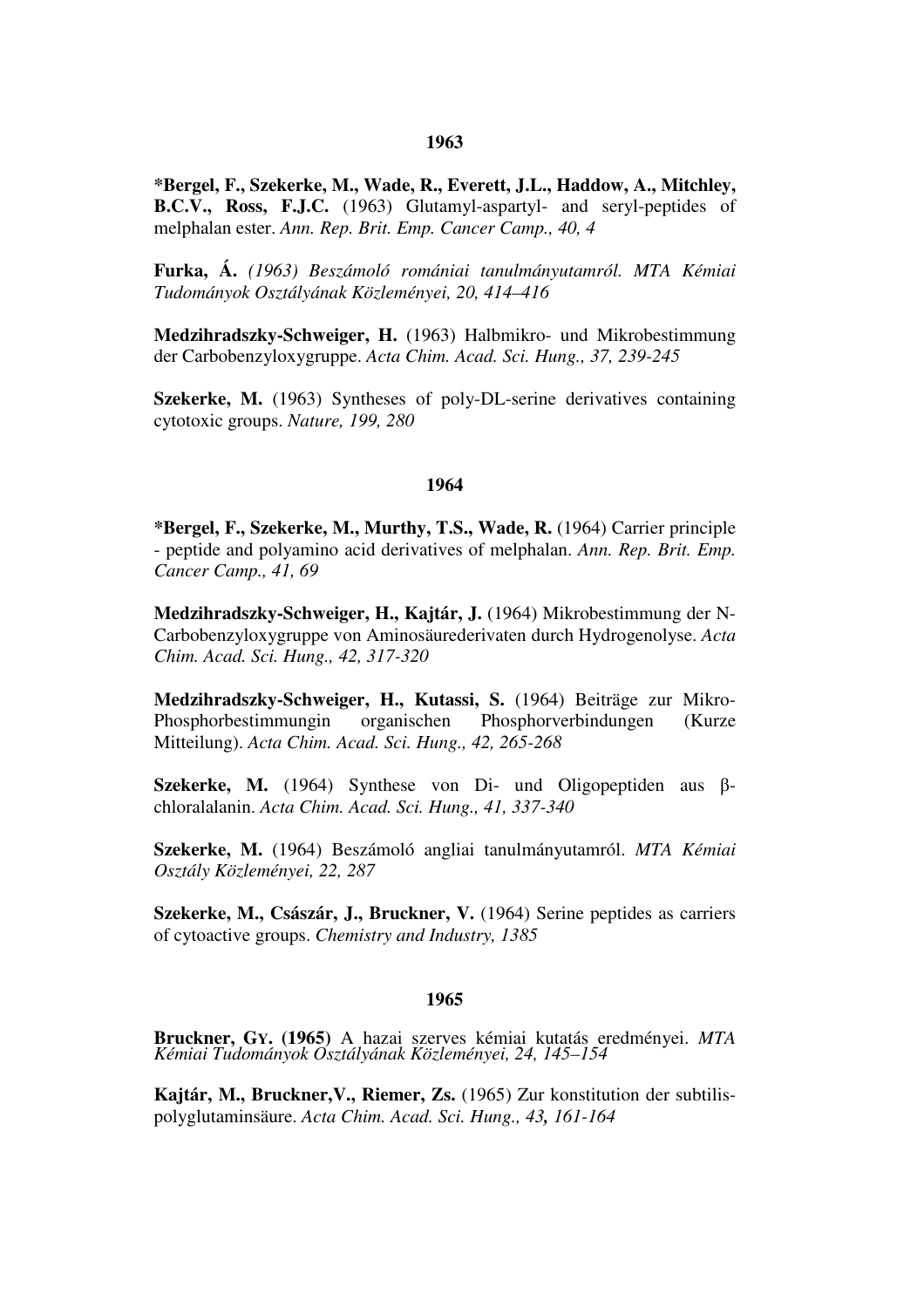## 1963

**\*Bergel, F., Szekerke, M., Wade, R., Everett, J.L., Haddow, A., Mitchley, B.C.V., Ross, F.J.C.** (1963) Glutamyl-aspartyl- and seryl-peptides of melphalan ester. *Ann. Rep. Brit. Emp. Cancer Camp., 40, 4*

**Furka, Á.** *(1963) Beszámoló romániai tanulmányutamról. MTA Kémiai Tudományok Osztályának Közleményei, 20, 414–416*

**Medzihradszky-Schweiger, H.** (1963) Halbmikro- und Mikrobestimmung der Carbobenzyloxygruppe. *Acta Chim. Acad. Sci. Hung., 37, 239-245*

**Szekerke, M.** (1963) Syntheses of poly-DL-serine derivatives containing cytotoxic groups. *Nature, 199, 280*

## 1964

**\*Bergel, F., Szekerke, M., Murthy, T.S., Wade, R.** (1964) Carrier principle - peptide and polyamino acid derivatives of melphalan. *Ann. Rep. Brit. Emp. Cancer Camp., 41, 69*

**Medzihradszky-Schweiger, H., Kajtár, J.** (1964) Mikrobestimmung der N-Carbobenzyloxygruppe von Aminosäurederivaten durch Hydrogenolyse. *Acta Chim. Acad. Sci. Hung., 42, 317-320*

**Medzihradszky-Schweiger, H., Kutassi, S.** (1964) Beiträge zur Mikro-Phosphorbestimmungin organischen Phosphorverbindungen (Kurze Mitteilung). *Acta Chim. Acad. Sci. Hung., 42, 265-268*

**Szekerke, M.** (1964) Synthese von Di- und Oligopeptiden aus β-chloralalanin. *Acta Chim. Acad. Sci. Hung., 41, 337-340*

**Szekerke, M.** (1964) Beszámoló angliai tanulmányutamról. *MTA Kémiai Osztály Közleményei, 22, 287*

**Szekerke, M., Császár, J., Bruckner, V.** (1964) Serine peptides as carriers of cytoactive groups. *Chemistry and Industry, 1385*

## 1965

**Bruckner, GY. (1965)** A hazai szerves kémiai kutatás eredményei. *MTA Kémiai Tudományok Osztályának Közleményei, 24, 145–154*

**Kajtár, M., Bruckner,V., Riemer, Zs.** (1965) Zur konstitution der subtilis-polyglutaminsäure. *Acta Chim. Acad. Sci. Hung., 43, 161-164*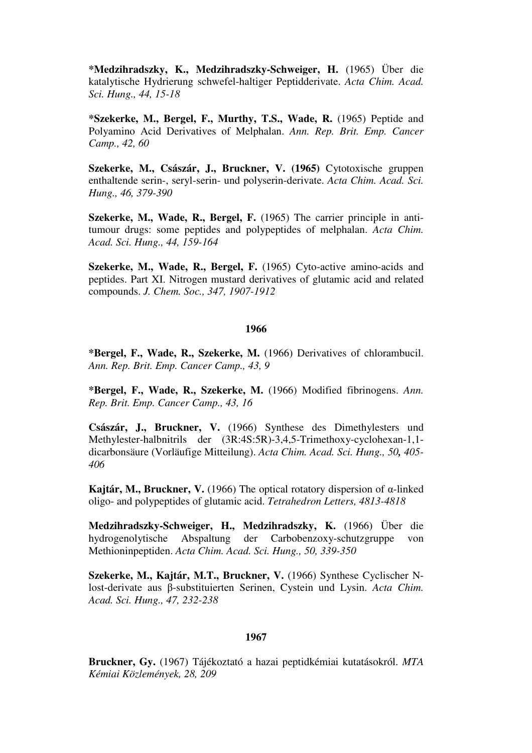**\*Medzihradszky, K., Medzihradszky-Schweiger, H.** (1965) Über die katalytische Hydrierung schwefel-haltiger Peptidderivate. *Acta Chim. Acad. Sci. Hung., 44, 15-18*

**\*Szekerke, M., Bergel, F., Murthy, T.S., Wade, R.** (1965) Peptide and Polyamino Acid Derivatives of Melphalan. *Ann. Rep. Brit. Emp. Cancer Camp., 42, 60*

**Szekerke, M., Császár, J., Bruckner, V. (1965)** Cytotoxische gruppen enthaltende serin-, seryl-serin- und polyserin-derivate. *Acta Chim. Acad. Sci. Hung., 46, 379-390*

**Szekerke, M., Wade, R., Bergel, F.** (1965) The carrier principle in anti-tumour drugs: some peptides and polypeptides of melphalan. *Acta Chim. Acad. Sci. Hung., 44, 159-164*

**Szekerke, M., Wade, R., Bergel, F.** (1965) Cyto-active amino-acids and peptides. Part XI. Nitrogen mustard derivatives of glutamic acid and related compounds. *J. Chem. Soc., 347, 1907-1912*

### 1966

**\*Bergel, F., Wade, R., Szekerke, M.** (1966) Derivatives of chlorambucil. *Ann. Rep. Brit. Emp. Cancer Camp., 43, 9*

**\*Bergel, F., Wade, R., Szekerke, M.** (1966) Modified fibrinogens. *Ann. Rep. Brit. Emp. Cancer Camp., 43, 16*

**Császár, J., Bruckner, V.** (1966) Synthese des Dimethylesters und Methylester-halbnitrils der (3R:4S:5R)-3,4,5-Trimethoxy-cyclohexan-1,1-dicarbonsäure (Vorläufige Mitteilung). *Acta Chim. Acad. Sci. Hung., 50, 405-406*

**Kajtár, M., Bruckner, V.** (1966) The optical rotatory dispersion of α-linked oligo- and polypeptides of glutamic acid. *Tetrahedron Letters, 4813-4818*

**Medzihradszky-Schweiger, H., Medzihradszky, K.** (1966) Über die hydrogenolytische Abspaltung der Carbobenzoxy-schutzgruppe von Methioninpeptiden. *Acta Chim. Acad. Sci. Hung., 50, 339-350*

**Szekerke, M., Kajtár, M.T., Bruckner, V.** (1966) Synthese Cyclischer N-lost-derivate aus β-substituierten Serinen, Cystein und Lysin. *Acta Chim. Acad. Sci. Hung., 47, 232-238*

### 1967

**Bruckner, Gy.** (1967) Tájékoztató a hazai peptidkémiai kutatásokról. *MTA Kémiai Közlemények, 28, 209*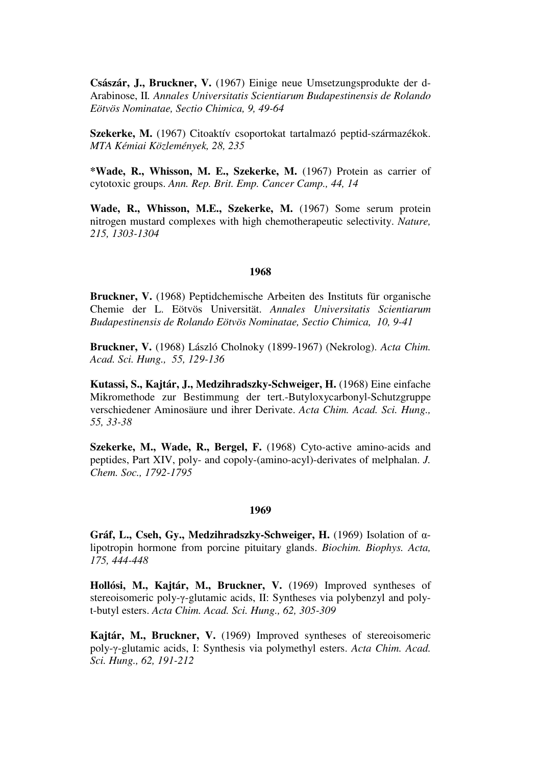**Császár, J., Bruckner, V.** (1967) Einige neue Umsetzungsprodukte der d-Arabinose, II. *Annales Universitatis Scientiarum Budapestinensis de Rolando Eötvös Nominatae, Sectio Chimica, 9, 49-64*

**Szekerke, M.** (1967) Citoaktív csoportokat tartalmazó peptid-származékok. *MTA Kémiai Közlemények, 28, 235*

**\*Wade, R., Whisson, M. E., Szekerke, M.** (1967) Protein as carrier of cytotoxic groups. *Ann. Rep. Brit. Emp. Cancer Camp., 44, 14*

**Wade, R., Whisson, M.E., Szekerke, M.** (1967) Some serum protein nitrogen mustard complexes with high chemotherapeutic selectivity. *Nature, 215, 1303-1304*

**1968**

**Bruckner, V.** (1968) Peptidchemische Arbeiten des Instituts für organische Chemie der L. Eötvös Universität. *Annales Universitatis Scientiarum Budapestinensis de Rolando Eötvös Nominatae, Sectio Chimica, 10, 9-41*

**Bruckner, V.** (1968) László Cholnoky (1899-1967) (Nekrolog). *Acta Chim. Acad. Sci. Hung., 55, 129-136*

**Kutassi, S., Kajtár, J., Medzihradszky-Schweiger, H.** (1968) Eine einfache Mikromethode zur Bestimmung der tert.-Butyloxycarbonyl-Schutzgruppe verschiedener Aminosäure und ihrer Derivate. *Acta Chim. Acad. Sci. Hung., 55, 33-38*

**Szekerke, M., Wade, R., Bergel, F.** (1968) Cyto-active amino-acids and peptides, Part XIV, poly- and copoly-(amino-acyl)-derivates of melphalan. *J. Chem. Soc., 1792-1795*

**1969**

**Gráf, L., Cseh, Gy., Medzihradszky-Schweiger, H.** (1969) Isolation of α-lipotropin hormone from porcine pituitary glands. *Biochim. Biophys. Acta, 175, 444-448*

**Hollósi, M., Kajtár, M., Bruckner, V.** (1969) Improved syntheses of stereoisomeric poly-γ-glutamic acids, II: Syntheses via polybenzyl and poly-t-butyl esters. *Acta Chim. Acad. Sci. Hung., 62, 305-309*

**Kajtár, M., Bruckner, V.** (1969) Improved syntheses of stereoisomeric poly-γ-glutamic acids, I: Synthesis via polymethyl esters. *Acta Chim. Acad. Sci. Hung., 62, 191-212*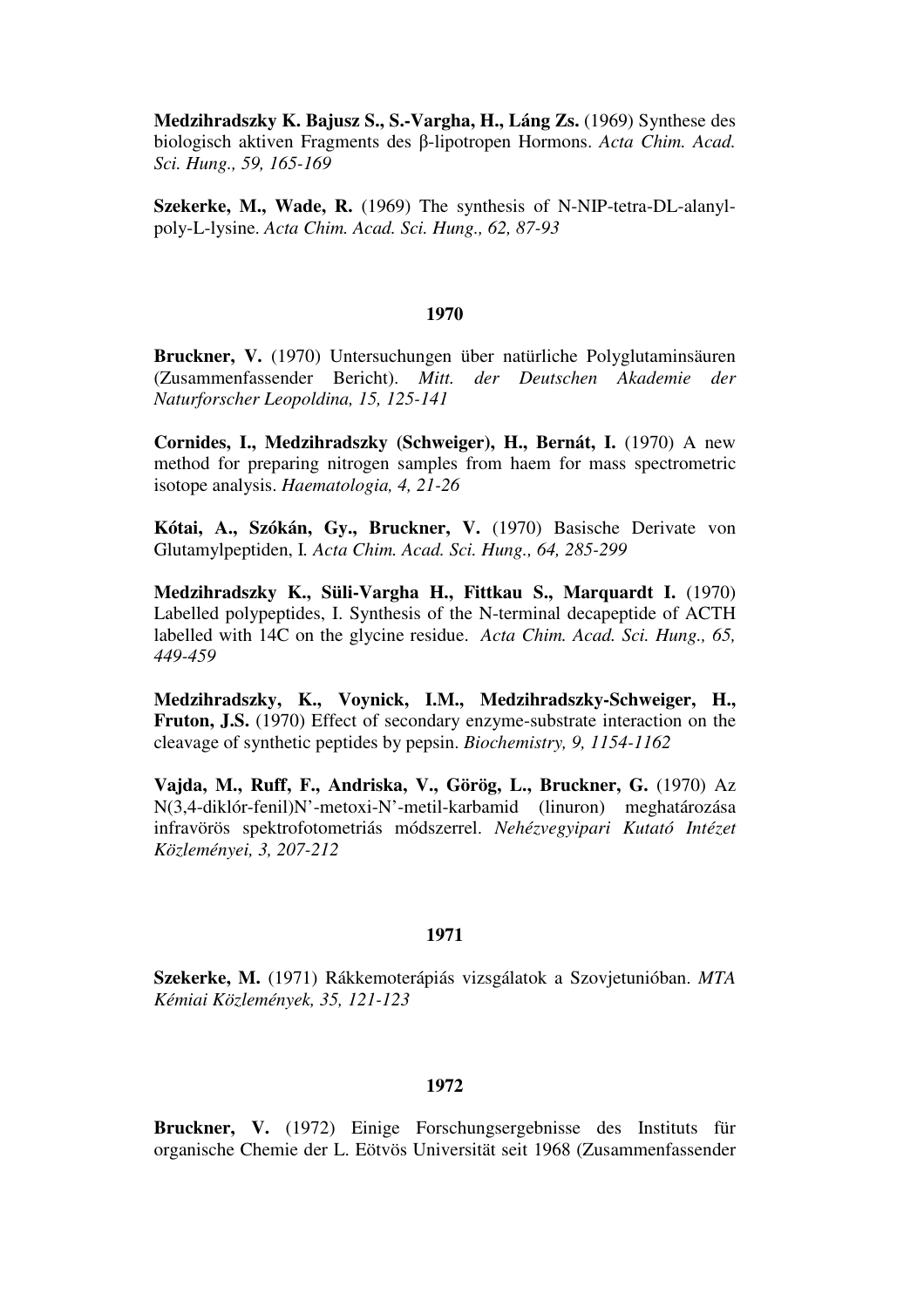**Medzihradszky K. Bajusz S., S.-Vargha, H., Láng Zs.** (1969) Synthese des biologisch aktiven Fragments des β-lipotropen Hormons. *Acta Chim. Acad. Sci. Hung., 59, 165-169*

**Szekerke, M., Wade, R.** (1969) The synthesis of N-NIP-tetra-DL-alanyl-poly-L-lysine. *Acta Chim. Acad. Sci. Hung., 62, 87-93*

## 1970

**Bruckner, V.** (1970) Untersuchungen über natürliche Polyglutaminsäuren (Zusammenfassender Bericht). *Mitt. der Deutschen Akademie der Naturforscher Leopoldina, 15, 125-141*

**Cornides, I., Medzihradszky (Schweiger), H., Bernát, I.** (1970) A new method for preparing nitrogen samples from haem for mass spectrometric isotope analysis. *Haematologia, 4, 21-26*

**Kótai, A., Szókán, Gy., Bruckner, V.** (1970) Basische Derivate von Glutamylpeptiden, I. *Acta Chim. Acad. Sci. Hung., 64, 285-299*

**Medzihradszky K., Süli-Vargha H., Fittkau S., Marquardt I.** (1970) Labelled polypeptides, I. Synthesis of the N-terminal decapeptide of ACTH labelled with 14C on the glycine residue. *Acta Chim. Acad. Sci. Hung., 65, 449-459*

**Medzihradszky, K., Voynick, I.M., Medzihradszky-Schweiger, H., Fruton, J.S.** (1970) Effect of secondary enzyme-substrate interaction on the cleavage of synthetic peptides by pepsin. *Biochemistry, 9, 1154-1162*

**Vajda, M., Ruff, F., Andriska, V., Görög, L., Bruckner, G.** (1970) Az N(3,4-diklór-fenil)N'-metoxi-N'-metil-karbamid (linuron) meghatározása infravörös spektrofotometriás módszerrel. *Nehézvegyipari Kutató Intézet Közleményei, 3, 207-212*

## 1971

**Szekerke, M.** (1971) Rákkemoterápiás vizsgálatok a Szovjetunióban. *MTA Kémiai Közlemények, 35, 121-123*

## 1972

**Bruckner, V.** (1972) Einige Forschungsergebnisse des Instituts für organische Chemie der L. Eötvös Universität seit 1968 (Zusammenfassender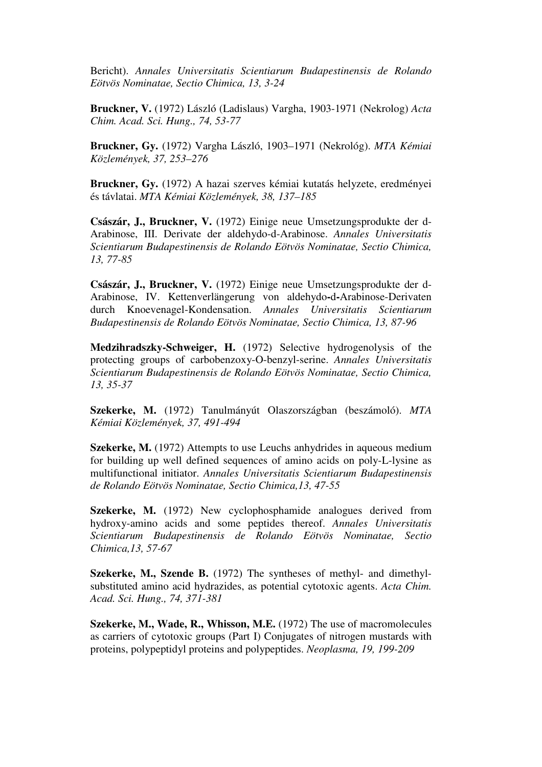Bericht). *Annales Universitatis Scientiarum Budapestinensis de Rolando Eötvös Nominatae, Sectio Chimica, 13, 3-24*

**Bruckner, V.** (1972) László (Ladislaus) Vargha, 1903-1971 (Nekrolog) *Acta Chim. Acad. Sci. Hung., 74, 53-77*

**Bruckner, Gy.** (1972) Vargha László, 1903–1971 (Nekrológ). *MTA Kémiai Közlemények, 37, 253–276*

**Bruckner, Gy.** (1972) A hazai szerves kémiai kutatás helyzete, eredményei és távlatai. *MTA Kémiai Közlemények, 38, 137–185*

**Császár, J., Bruckner, V.** (1972) Einige neue Umsetzungsprodukte der d-Arabinose, III. Derivate der aldehydo-d-Arabinose. *Annales Universitatis Scientiarum Budapestinensis de Rolando Eötvös Nominatae, Sectio Chimica, 13, 77-85*

**Császár, J., Bruckner, V.** (1972) Einige neue Umsetzungsprodukte der d-Arabinose, IV. Kettenverlängerung von aldehydo-d-Arabinose-Derivaten durch Knoevenagel-Kondensation. *Annales Universitatis Scientiarum Budapestinensis de Rolando Eötvös Nominatae, Sectio Chimica, 13, 87-96*

**Medzihradszky-Schweiger, H.** (1972) Selective hydrogenolysis of the protecting groups of carbobenzoxy-O-benzyl-serine. *Annales Universitatis Scientiarum Budapestinensis de Rolando Eötvös Nominatae, Sectio Chimica, 13, 35-37*

**Szekerke, M.** (1972) Tanulmányút Olaszországban (beszámoló). *MTA Kémiai Közlemények, 37, 491-494*

**Szekerke, M.** (1972) Attempts to use Leuchs anhydrides in aqueous medium for building up well defined sequences of amino acids on poly-L-lysine as multifunctional initiator. *Annales Universitatis Scientiarum Budapestinensis de Rolando Eötvös Nominatae, Sectio Chimica,13, 47-55*

**Szekerke, M.** (1972) New cyclophosphamide analogues derived from hydroxy-amino acids and some peptides thereof. *Annales Universitatis Scientiarum Budapestinensis de Rolando Eötvös Nominatae, Sectio Chimica,13, 57-67*

**Szekerke, M., Szende B.** (1972) The syntheses of methyl- and dimethyl-substituted amino acid hydrazides, as potential cytotoxic agents. *Acta Chim. Acad. Sci. Hung., 74, 371-381*

**Szekerke, M., Wade, R., Whisson, M.E.** (1972) The use of macromolecules as carriers of cytotoxic groups (Part I) Conjugates of nitrogen mustards with proteins, polypeptidyl proteins and polypeptides. *Neoplasma, 19, 199-209*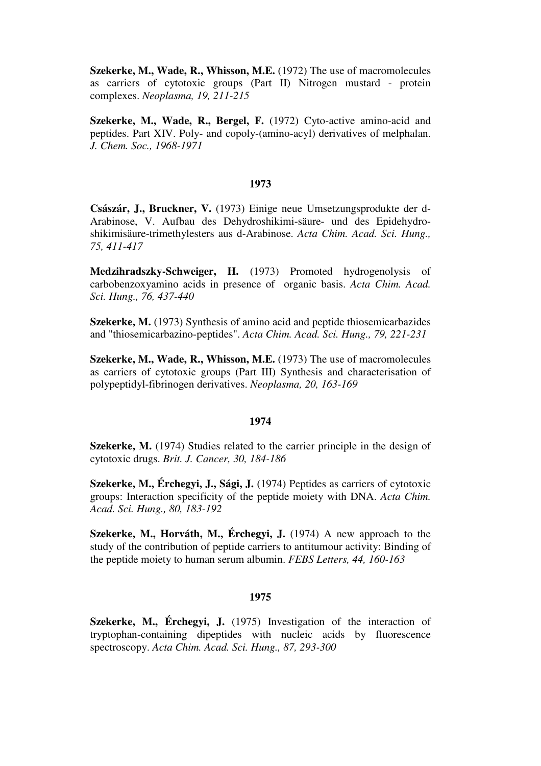**Szekerke, M., Wade, R., Whisson, M.E.** (1972) The use of macromolecules as carriers of cytotoxic groups (Part II) Nitrogen mustard - protein complexes. *Neoplasma, 19, 211-215*

**Szekerke, M., Wade, R., Bergel, F.** (1972) Cyto-active amino-acid and peptides. Part XIV. Poly- and copoly-(amino-acyl) derivatives of melphalan. *J. Chem. Soc., 1968-1971*

**1973**

**Császár, J., Bruckner, V.** (1973) Einige neue Umsetzungsprodukte der d-Arabinose, V. Aufbau des Dehydroshikimi-säure- und des Epidehydro-shikimisäure-trimethylesters aus d-Arabinose. *Acta Chim. Acad. Sci. Hung., 75, 411-417*

**Medzihradszky-Schweiger, H.** (1973) Promoted hydrogenolysis of carbobenzoxyamino acids in presence of organic basis. *Acta Chim. Acad. Sci. Hung., 76, 437-440*

**Szekerke, M.** (1973) Synthesis of amino acid and peptide thiosemicarbazides and "thiosemicarbazino-peptides". *Acta Chim. Acad. Sci. Hung., 79, 221-231*

**Szekerke, M., Wade, R., Whisson, M.E.** (1973) The use of macromolecules as carriers of cytotoxic groups (Part III) Synthesis and characterisation of polypeptidyl-fibrinogen derivatives. *Neoplasma, 20, 163-169*

**1974**

**Szekerke, M.** (1974) Studies related to the carrier principle in the design of cytotoxic drugs. *Brit. J. Cancer, 30, 184-186*

**Szekerke, M., Érchegyi, J., Sági, J.** (1974) Peptides as carriers of cytotoxic groups: Interaction specificity of the peptide moiety with DNA. *Acta Chim. Acad. Sci. Hung., 80, 183-192*

**Szekerke, M., Horváth, M., Érchegyi, J.** (1974) A new approach to the study of the contribution of peptide carriers to antitumour activity: Binding of the peptide moiety to human serum albumin. *FEBS Letters, 44, 160-163*

**1975**

**Szekerke, M., Érchegyi, J.** (1975) Investigation of the interaction of tryptophan-containing dipeptides with nucleic acids by fluorescence spectroscopy. *Acta Chim. Acad. Sci. Hung., 87, 293-300*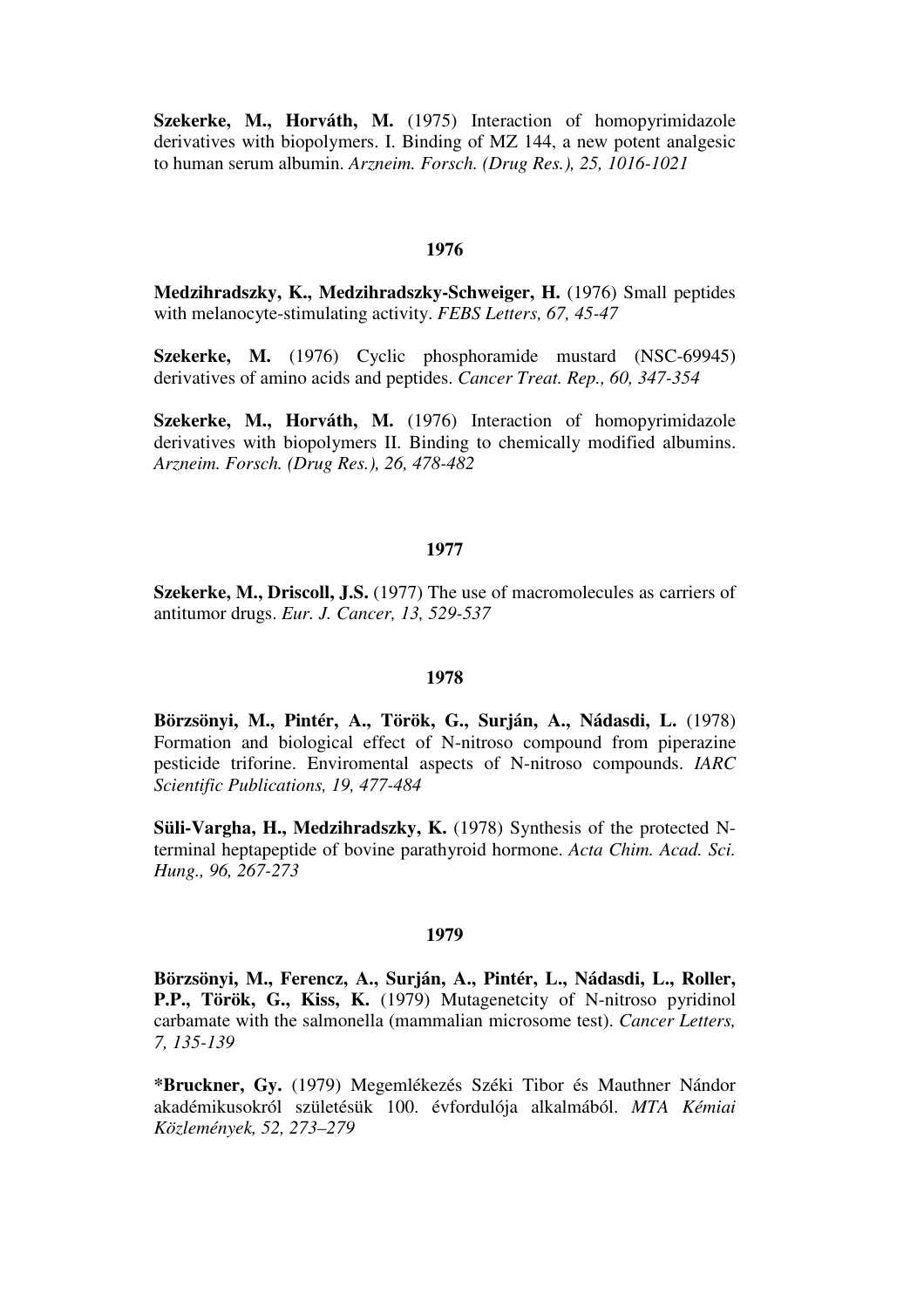**Szekerke, M., Horváth, M.** (1975) Interaction of homopyrimidazole derivatives with biopolymers. I. Binding of MZ 144, a new potent analgesic to human serum albumin. *Arzneim. Forsch. (Drug Res.), 25, 1016-1021*

### 1976

**Medzihradszky, K., Medzihradszky-Schweiger, H.** (1976) Small peptides with melanocyte-stimulating activity. *FEBS Letters, 67, 45-47*

**Szekerke, M.** (1976) Cyclic phosphoramide mustard (NSC-69945) derivatives of amino acids and peptides. *Cancer Treat. Rep., 60, 347-354*

**Szekerke, M., Horváth, M.** (1976) Interaction of homopyrimidazole derivatives with biopolymers II. Binding to chemically modified albumins. *Arzneim. Forsch. (Drug Res.), 26, 478-482*

### 1977

**Szekerke, M., Driscoll, J.S.** (1977) The use of macromolecules as carriers of antitumor drugs. *Eur. J. Cancer, 13, 529-537*

### 1978

**Börzsönyi, M., Pintér, A., Török, G., Surján, A., Nádasdi, L.** (1978) Formation and biological effect of N-nitroso compound from piperazine pesticide triforine. Enviromental aspects of N-nitroso compounds. *IARC Scientific Publications, 19, 477-484*

**Süli-Vargha, H., Medzihradszky, K.** (1978) Synthesis of the protected N-terminal heptapeptide of bovine parathyroid hormone. *Acta Chim. Acad. Sci. Hung., 96, 267-273*

### 1979

**Börzsönyi, M., Ferencz, A., Surján, A., Pintér, L., Nádasdi, L., Roller, P.P., Török, G., Kiss, K.** (1979) Mutagenetcity of N-nitroso pyridinol carbamate with the salmonella (mammalian microsome test). *Cancer Letters, 7, 135-139*

***Bruckner, Gy.** (1979) Megemlékezés Széki Tibor és Mauthner Nándor akadémikusokról születésük 100. évfordulója alkalmából. *MTA Kémiai Közlemények, 52, 273–279*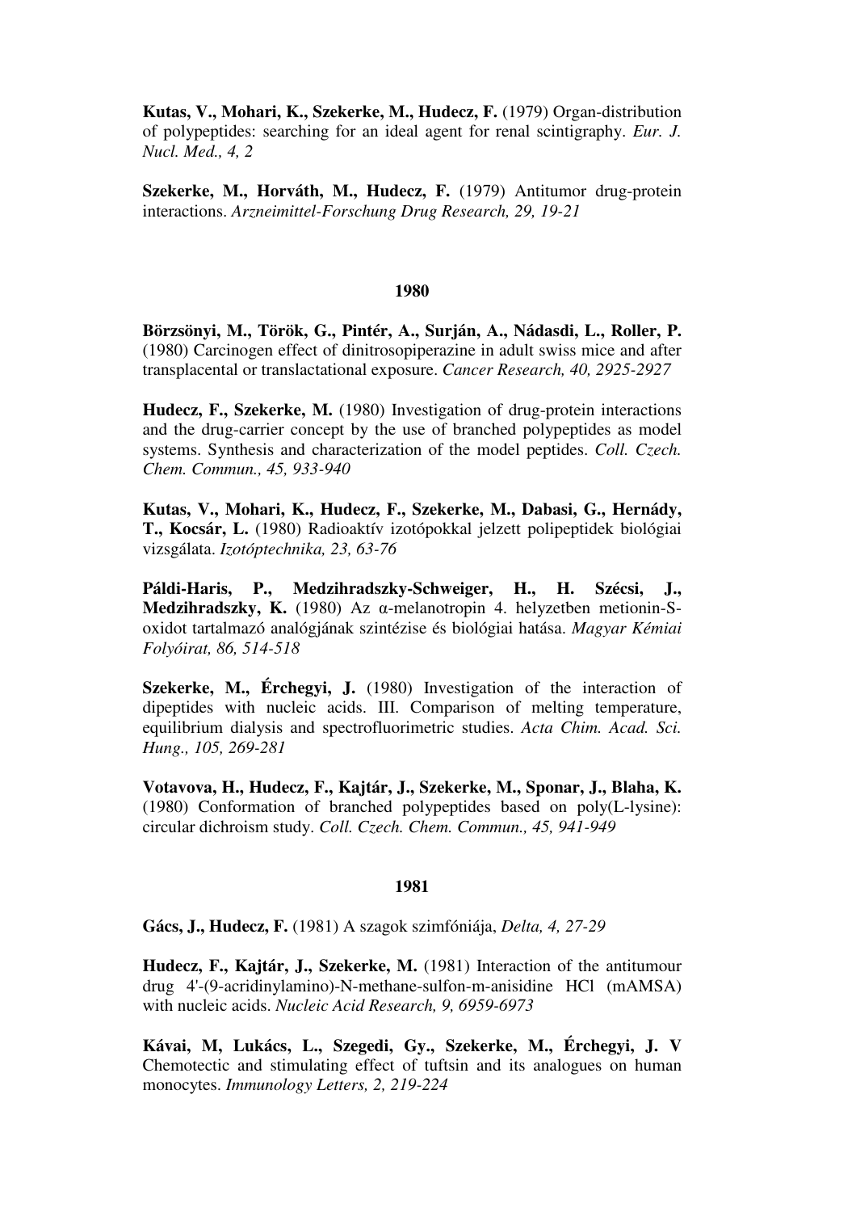**Kutas, V., Mohari, K., Szekerke, M., Hudecz, F.** (1979) Organ-distribution of polypeptides: searching for an ideal agent for renal scintigraphy. *Eur. J. Nucl. Med., 4, 2*

**Szekerke, M., Horváth, M., Hudecz, F.** (1979) Antitumor drug-protein interactions. *Arzneimittel-Forschung Drug Research, 29, 19-21*

## 1980

**Börzsönyi, M., Török, G., Pintér, A., Surján, A., Nádasdi, L., Roller, P.** (1980) Carcinogen effect of dinitrosopiperazine in adult swiss mice and after transplacental or translactational exposure. *Cancer Research, 40, 2925-2927*

**Hudecz, F., Szekerke, M.** (1980) Investigation of drug-protein interactions and the drug-carrier concept by the use of branched polypeptides as model systems. Synthesis and characterization of the model peptides. *Coll. Czech. Chem. Commun., 45, 933-940*

**Kutas, V., Mohari, K., Hudecz, F., Szekerke, M., Dabasi, G., Hernády, T., Kocsár, L.** (1980) Radioaktív izotópokkal jelzett polipeptidek biológiai vizsgálata. *Izotóptechnika, 23, 63-76*

**Páldi-Haris, P., Medzihradszky-Schweiger, H., H. Szécsi, J., Medzihradszky, K.** (1980) Az α-melanotropin 4. helyzetben metionin-S-oxidot tartalmazó analógjának szintézise és biológiai hatása. *Magyar Kémiai Folyóirat, 86, 514-518*

**Szekerke, M., Érchegyi, J.** (1980) Investigation of the interaction of dipeptides with nucleic acids. III. Comparison of melting temperature, equilibrium dialysis and spectrofluorimetric studies. *Acta Chim. Acad. Sci. Hung., 105, 269-281*

**Votavova, H., Hudecz, F., Kajtár, J., Szekerke, M., Sponar, J., Blaha, K.** (1980) Conformation of branched polypeptides based on poly(L-lysine): circular dichroism study. *Coll. Czech. Chem. Commun., 45, 941-949*

## 1981

**Gács, J., Hudecz, F.** (1981) A szagok szimfóniája, *Delta, 4, 27-29*

**Hudecz, F., Kajtár, J., Szekerke, M.** (1981) Interaction of the antitumour drug 4'-(9-acridinylamino)-N-methane-sulfon-m-anisidine HCl (mAMSA) with nucleic acids. *Nucleic Acid Research, 9, 6959-6973*

**Kávai, M, Lukács, L., Szegedi, Gy., Szekerke, M., Érchegyi, J. V** Chemotectic and stimulating effect of tuftsin and its analogues on human monocytes. *Immunology Letters, 2, 219-224*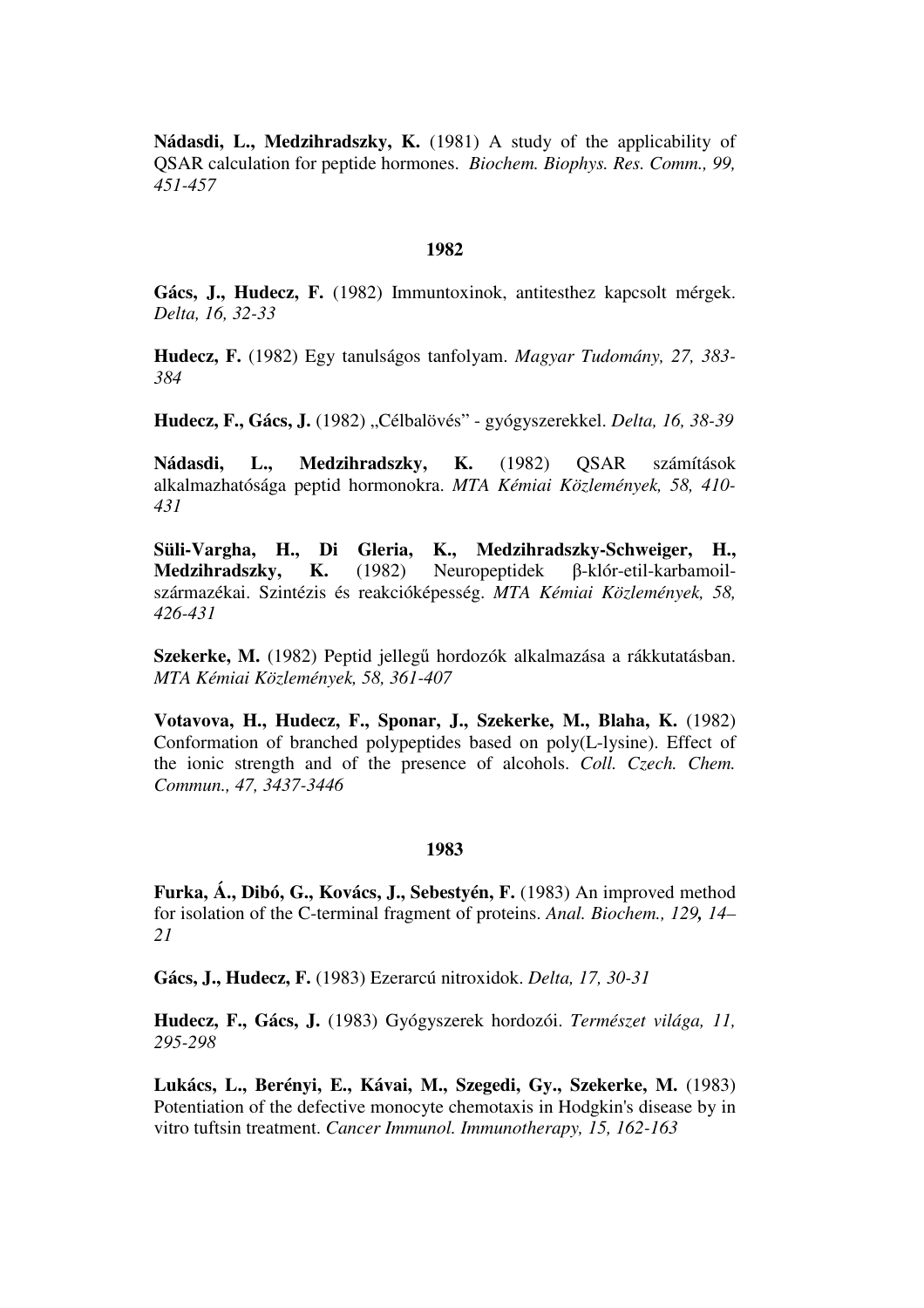**Nádasdi, L., Medzihradszky, K.** (1981) A study of the applicability of QSAR calculation for peptide hormones. *Biochem. Biophys. Res. Comm., 99, 451-457*

## 1982

**Gács, J., Hudecz, F.** (1982) Immuntoxinok, antitesthez kapcsolt mérgek. *Delta, 16, 32-33*

**Hudecz, F.** (1982) Egy tanulságos tanfolyam. *Magyar Tudomány, 27, 383-384*

**Hudecz, F., Gács, J.** (1982) „Célbalövés" - gyógyszerekkel. *Delta, 16, 38-39*

**Nádasdi, L., Medzihradszky, K.** (1982) QSAR számítások alkalmazhatósága peptid hormonokra. *MTA Kémiai Közlemények, 58, 410-431*

**Süli-Vargha, H., Di Gleria, K., Medzihradszky-Schweiger, H., Medzihradszky, K.** (1982) Neuropeptidek β-klór-etil-karbamoil-származékai. Szintézis és reakcióképesség. *MTA Kémiai Közlemények, 58, 426-431*

**Szekerke, M.** (1982) Peptid jellegű hordozók alkalmazása a rákkutatásban. *MTA Kémiai Közlemények, 58, 361-407*

**Votavova, H., Hudecz, F., Sponar, J., Szekerke, M., Blaha, K.** (1982) Conformation of branched polypeptides based on poly(L-lysine). Effect of the ionic strength and of the presence of alcohols. *Coll. Czech. Chem. Commun., 47, 3437-3446*

## 1983

**Furka, Á., Dibó, G., Kovács, J., Sebestyén, F.** (1983) An improved method for isolation of the C-terminal fragment of proteins. *Anal. Biochem., 129, 14–21*

**Gács, J., Hudecz, F.** (1983) Ezerarcú nitroxidok. *Delta, 17, 30-31*

**Hudecz, F., Gács, J.** (1983) Gyógyszerek hordozói. *Természet világa, 11, 295-298*

**Lukács, L., Berényi, E., Kávai, M., Szegedi, Gy., Szekerke, M.** (1983) Potentiation of the defective monocyte chemotaxis in Hodgkin's disease by in vitro tuftsin treatment. *Cancer Immunol. Immunotherapy, 15, 162-163*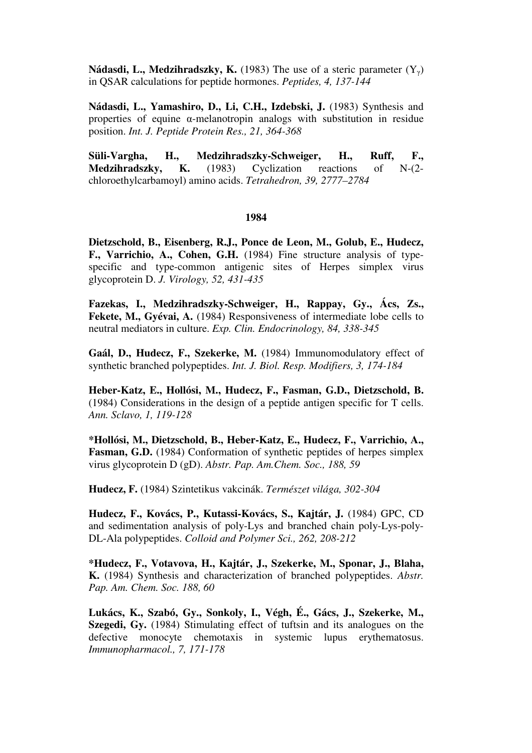**Nádasdi, L., Medzihradszky, K.** (1983) The use of a steric parameter ($Y_\gamma$) in QSAR calculations for peptide hormones. *Peptides, 4, 137-144*

**Nádasdi, L., Yamashiro, D., Li, C.H., Izdebski, J.** (1983) Synthesis and properties of equine α-melanotropin analogs with substitution in residue position. *Int. J. Peptide Protein Res., 21, 364-368*

**Süli-Vargha, H., Medzihradszky-Schweiger, H., Ruff, F., Medzihradszky, K.** (1983) Cyclization reactions of N-(2-chloroethylcarbamoyl) amino acids. *Tetrahedron, 39, 2777–2784*

**1984**

**Dietzschold, B., Eisenberg, R.J., Ponce de Leon, M., Golub, E., Hudecz, F., Varrichio, A., Cohen, G.H.** (1984) Fine structure analysis of type-specific and type-common antigenic sites of Herpes simplex virus glycoprotein D. *J. Virology, 52, 431-435*

**Fazekas, I., Medzihradszky-Schweiger, H., Rappay, Gy., Ács, Zs., Fekete, M., Gyévai, A.** (1984) Responsiveness of intermediate lobe cells to neutral mediators in culture. *Exp. Clin. Endocrinology, 84, 338-345*

**Gaál, D., Hudecz, F., Szekerke, M.** (1984) Immunomodulatory effect of synthetic branched polypeptides. *Int. J. Biol. Resp. Modifiers, 3, 174-184*

**Heber-Katz, E., Hollósi, M., Hudecz, F., Fasman, G.D., Dietzschold, B.** (1984) Considerations in the design of a peptide antigen specific for T cells. *Ann. Sclavo, 1, 119-128*

***Hollósi, M., Dietzschold, B., Heber-Katz, E., Hudecz, F., Varrichio, A., Fasman, G.D.** (1984) Conformation of synthetic peptides of herpes simplex virus glycoprotein D (gD). *Abstr. Pap. Am.Chem. Soc., 188, 59*

**Hudecz, F.** (1984) Szintetikus vakcinák. *Természet világa, 302-304*

**Hudecz, F., Kovács, P., Kutassi-Kovács, S., Kajtár, J.** (1984) GPC, CD and sedimentation analysis of poly-Lys and branched chain poly-Lys-poly-DL-Ala polypeptides. *Colloid and Polymer Sci., 262, 208-212*

***Hudecz, F., Votavova, H., Kajtár, J., Szekerke, M., Sponar, J., Blaha, K.** (1984) Synthesis and characterization of branched polypeptides. *Abstr. Pap. Am. Chem. Soc. 188, 60*

**Lukács, K., Szabó, Gy., Sonkoly, I., Végh, É., Gács, J., Szekerke, M., Szegedi, Gy.** (1984) Stimulating effect of tuftsin and its analogues on the defective monocyte chemotaxis in systemic lupus erythematosus. *Immunopharmacol., 7, 171-178*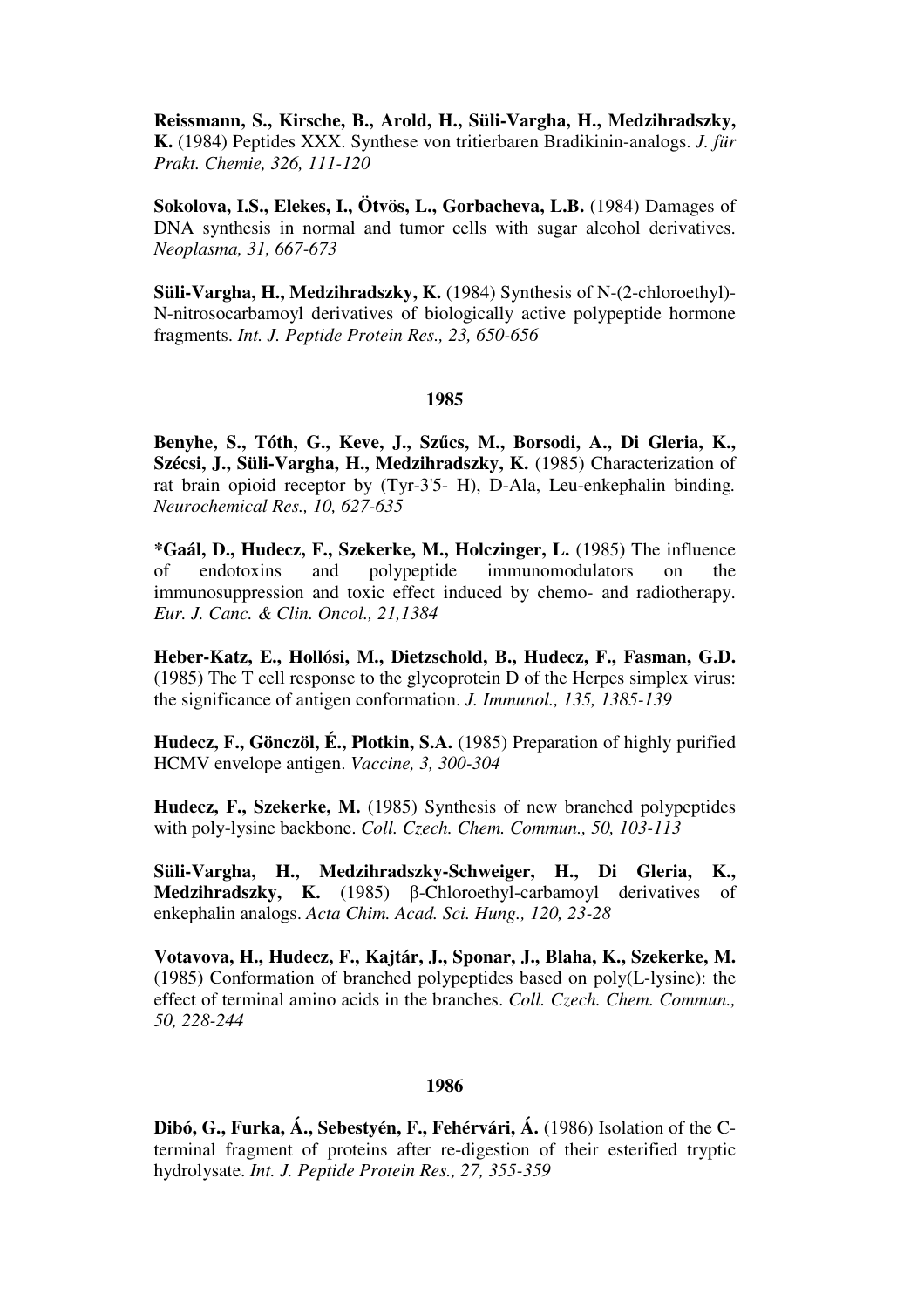**Reissmann, S., Kirsche, B., Arold, H., Süli-Vargha, H., Medzihradszky, K.** (1984) Peptides XXX. Synthese von tritierbaren Bradikinin-analogs. *J. für Prakt. Chemie, 326, 111-120*

**Sokolova, I.S., Elekes, I., Ötvös, L., Gorbacheva, L.B.** (1984) Damages of DNA synthesis in normal and tumor cells with sugar alcohol derivatives. *Neoplasma, 31, 667-673*

**Süli-Vargha, H., Medzihradszky, K.** (1984) Synthesis of N-(2-chloroethyl)-N-nitrosocarbamoyl derivatives of biologically active polypeptide hormone fragments. *Int. J. Peptide Protein Res., 23, 650-656*

**1985**

**Benyhe, S., Tóth, G., Keve, J., Szűcs, M., Borsodi, A., Di Gleria, K., Szécsi, J., Süli-Vargha, H., Medzihradszky, K.** (1985) Characterization of rat brain opioid receptor by (Tyr-3'5- H), D-Ala, Leu-enkephalin binding. *Neurochemical Res., 10, 627-635*

***Gaál, D., Hudecz, F., Szekerke, M., Holczinger, L.** (1985) The influence of endotoxins and polypeptide immunomodulators on the immunosuppression and toxic effect induced by chemo- and radiotherapy. *Eur. J. Canc. & Clin. Oncol., 21,1384*

**Heber-Katz, E., Hollósi, M., Dietzschold, B., Hudecz, F., Fasman, G.D.** (1985) The T cell response to the glycoprotein D of the Herpes simplex virus: the significance of antigen conformation. *J. Immunol., 135, 1385-139*

**Hudecz, F., Gönczöl, É., Plotkin, S.A.** (1985) Preparation of highly purified HCMV envelope antigen. *Vaccine, 3, 300-304*

**Hudecz, F., Szekerke, M.** (1985) Synthesis of new branched polypeptides with poly-lysine backbone. *Coll. Czech. Chem. Commun., 50, 103-113*

**Süli-Vargha, H., Medzihradszky-Schweiger, H., Di Gleria, K., Medzihradszky, K.** (1985) β-Chloroethyl-carbamoyl derivatives of enkephalin analogs. *Acta Chim. Acad. Sci. Hung., 120, 23-28*

**Votavova, H., Hudecz, F., Kajtár, J., Sponar, J., Blaha, K., Szekerke, M.** (1985) Conformation of branched polypeptides based on poly(L-lysine): the effect of terminal amino acids in the branches. *Coll. Czech. Chem. Commun., 50, 228-244*

**1986**

**Dibó, G., Furka, Á., Sebestyén, F., Fehérvári, Á.** (1986) Isolation of the C-terminal fragment of proteins after re-digestion of their esterified tryptic hydrolysate. *Int. J. Peptide Protein Res., 27, 355-359*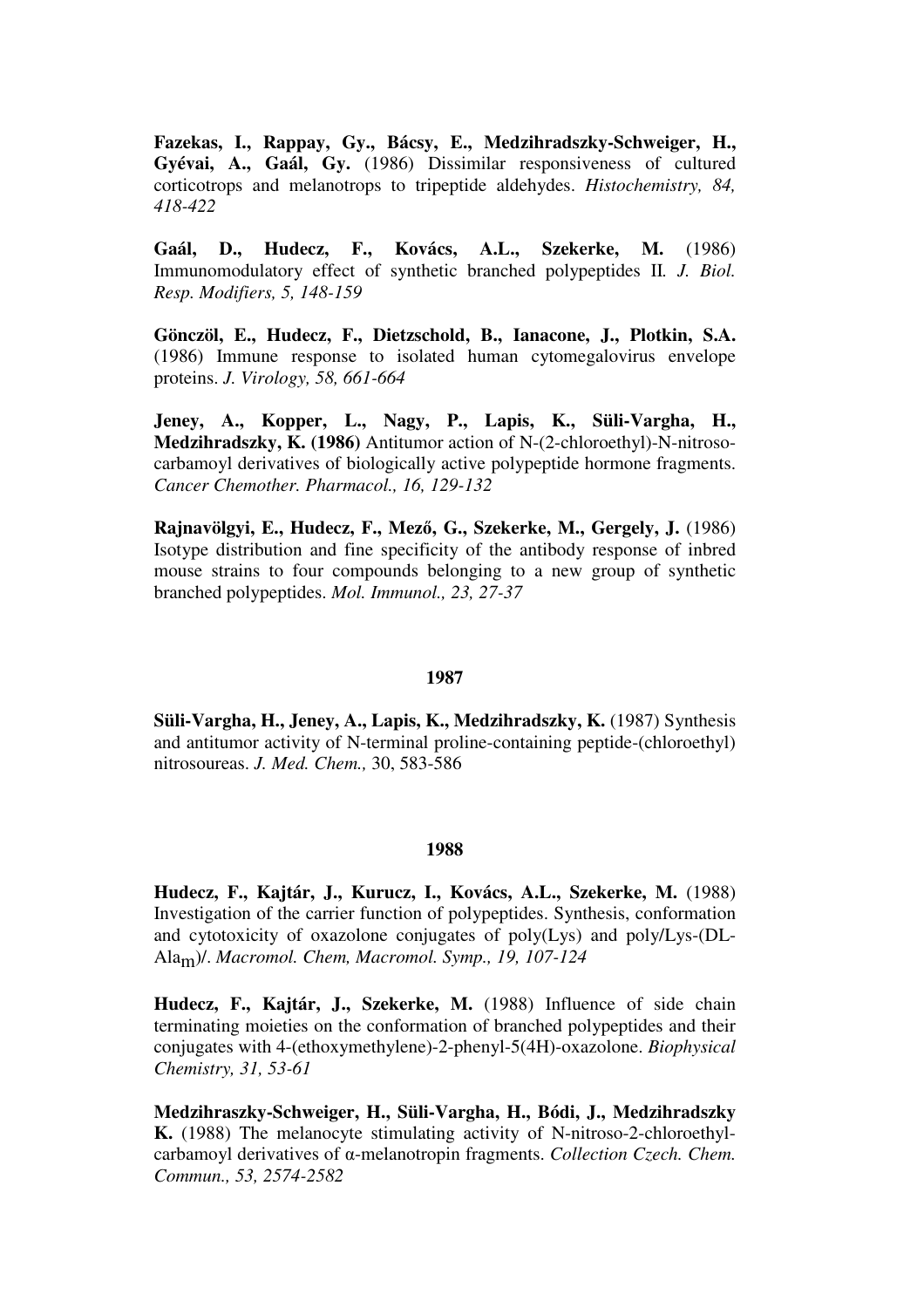**Fazekas, I., Rappay, Gy., Bácsy, E., Medzihradszky-Schweiger, H., Gyévai, A., Gaál, Gy.** (1986) Dissimilar responsiveness of cultured corticotrops and melanotrops to tripeptide aldehydes. *Histochemistry, 84, 418-422*

**Gaál, D., Hudecz, F., Kovács, A.L., Szekerke, M.** (1986) Immunomodulatory effect of synthetic branched polypeptides II*. J. Biol. Resp. Modifiers, 5, 148-159*

**Gönczöl, E., Hudecz, F., Dietzschold, B., Ianacone, J., Plotkin, S.A.** (1986) Immune response to isolated human cytomegalovirus envelope proteins. *J. Virology, 58, 661-664*

**Jeney, A., Kopper, L., Nagy, P., Lapis, K., Süli-Vargha, H., Medzihradszky, K. (1986)** Antitumor action of N-(2-chloroethyl)-N-nitroso-carbamoyl derivatives of biologically active polypeptide hormone fragments. *Cancer Chemother. Pharmacol., 16, 129-132*

**Rajnavölgyi, E., Hudecz, F., Mező, G., Szekerke, M., Gergely, J.** (1986) Isotype distribution and fine specificity of the antibody response of inbred mouse strains to four compounds belonging to a new group of synthetic branched polypeptides. *Mol. Immunol., 23, 27-37*

**1987**

**Süli-Vargha, H., Jeney, A., Lapis, K., Medzihradszky, K.** (1987) Synthesis and antitumor activity of N-terminal proline-containing peptide-(chloroethyl) nitrosoureas. *J. Med. Chem.,* 30, 583-586

**1988**

**Hudecz, F., Kajtár, J., Kurucz, I., Kovács, A.L., Szekerke, M.** (1988) Investigation of the carrier function of polypeptides. Synthesis, conformation and cytotoxicity of oxazolone conjugates of poly(Lys) and poly/Lys-(DL-$Ala_m$)/. *Macromol. Chem, Macromol. Symp., 19, 107-124*

**Hudecz, F., Kajtár, J., Szekerke, M.** (1988) Influence of side chain terminating moieties on the conformation of branched polypeptides and their conjugates with 4-(ethoxymethylene)-2-phenyl-5(4H)-oxazolone. *Biophysical Chemistry, 31, 53-61*

**Medzihraszky-Schweiger, H., Süli-Vargha, H., Bódi, J., Medzihradszky K.** (1988) The melanocyte stimulating activity of N-nitroso-2-chloroethyl-carbamoyl derivatives of α-melanotropin fragments. *Collection Czech. Chem. Commun., 53, 2574-2582*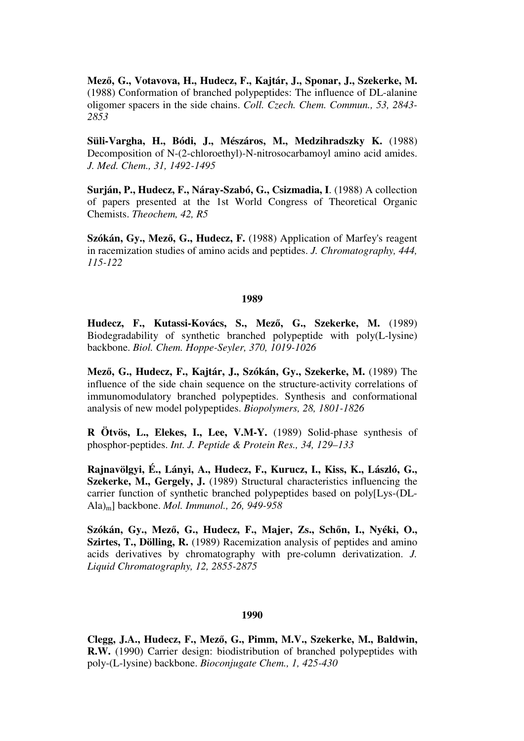**Mező, G., Votavova, H., Hudecz, F., Kajtár, J., Sponar, J., Szekerke, M.** (1988) Conformation of branched polypeptides: The influence of DL-alanine oligomer spacers in the side chains. *Coll. Czech. Chem. Commun., 53, 2843-2853*

**Süli-Vargha, H., Bódi, J., Mészáros, M., Medzihradszky K.** (1988) Decomposition of N-(2-chloroethyl)-N-nitrosocarbamoyl amino acid amides. *J. Med. Chem., 31, 1492-1495*

**Surján, P., Hudecz, F., Náray-Szabó, G., Csizmadia, I**. (1988) A collection of papers presented at the 1st World Congress of Theoretical Organic Chemists. *Theochem, 42, R5*

**Szókán, Gy., Mező, G., Hudecz, F.** (1988) Application of Marfey's reagent in racemization studies of amino acids and peptides. *J. Chromatography, 444, 115-122*

## 1989

**Hudecz, F., Kutassi-Kovács, S., Mező, G., Szekerke, M.** (1989) Biodegradability of synthetic branched polypeptide with poly(L-lysine) backbone. *Biol. Chem. Hoppe-Seyler, 370, 1019-1026*

**Mező, G., Hudecz, F., Kajtár, J., Szókán, Gy., Szekerke, M.** (1989) The influence of the side chain sequence on the structure-activity correlations of immunomodulatory branched polypeptides. Synthesis and conformational analysis of new model polypeptides. *Biopolymers, 28, 1801-1826*

**R Ötvös, L., Elekes, I., Lee, V.M-Y.** (1989) Solid-phase synthesis of phosphor-peptides. *Int. J. Peptide & Protein Res., 34, 129–133*

**Rajnavölgyi, É., Lányi, A., Hudecz, F., Kurucz, I., Kiss, K., László, G., Szekerke, M., Gergely, J.** (1989) Structural characteristics influencing the carrier function of synthetic branched polypeptides based on poly[Lys-(DL-Ala)$_m$] backbone. *Mol. Immunol., 26, 949-958*

**Szókán, Gy., Mező, G., Hudecz, F., Majer, Zs., Schőn, I., Nyéki, O., Szirtes, T., Dölling, R.** (1989) Racemization analysis of peptides and amino acids derivatives by chromatography with pre-column derivatization. *J. Liquid Chromatography, 12, 2855-2875*

## 1990

**Clegg, J.A., Hudecz, F., Mező, G., Pimm, M.V., Szekerke, M., Baldwin, R.W.** (1990) Carrier design: biodistribution of branched polypeptides with poly-(L-lysine) backbone. *Bioconjugate Chem., 1, 425-430*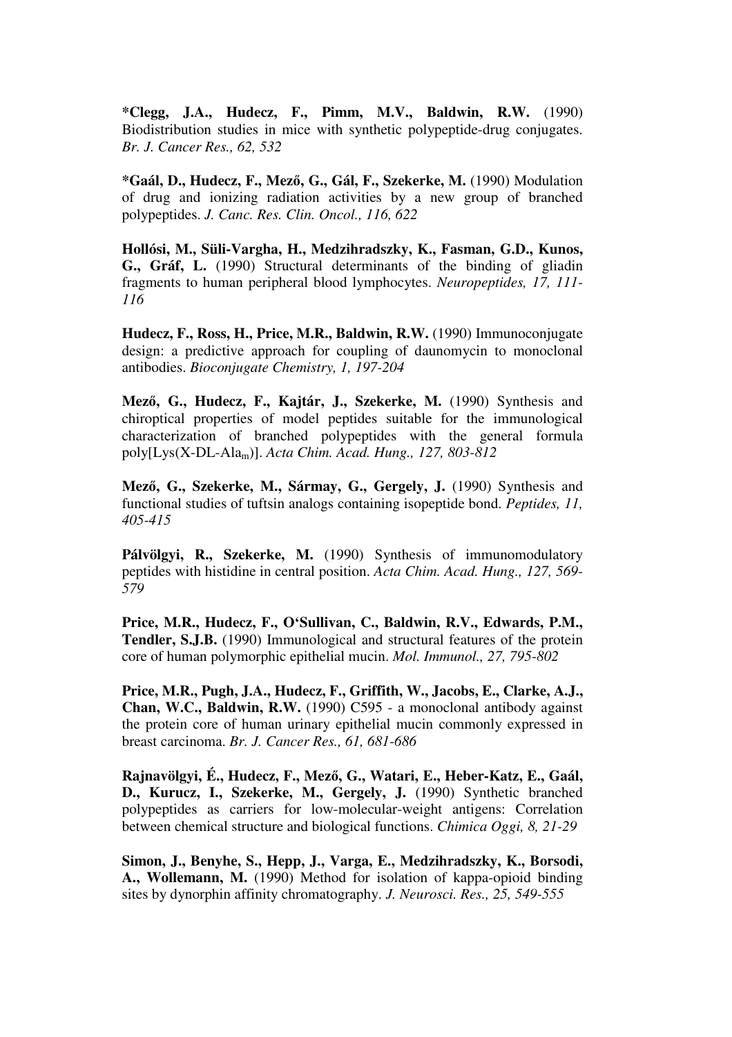**\*Clegg, J.A., Hudecz, F., Pimm, M.V., Baldwin, R.W.** (1990) Biodistribution studies in mice with synthetic polypeptide-drug conjugates. *Br. J. Cancer Res., 62, 532*

**\*Gaál, D., Hudecz, F., Mező, G., Gál, F., Szekerke, M.** (1990) Modulation of drug and ionizing radiation activities by a new group of branched polypeptides. *J. Canc. Res. Clin. Oncol., 116, 622*

**Hollósi, M., Süli-Vargha, H., Medzihradszky, K., Fasman, G.D., Kunos, G., Gráf, L.** (1990) Structural determinants of the binding of gliadin fragments to human peripheral blood lymphocytes. *Neuropeptides, 17, 111-116*

**Hudecz, F., Ross, H., Price, M.R., Baldwin, R.W.** (1990) Immunoconjugate design: a predictive approach for coupling of daunomycin to monoclonal antibodies. *Bioconjugate Chemistry, 1, 197-204*

**Mező, G., Hudecz, F., Kajtár, J., Szekerke, M.** (1990) Synthesis and chiroptical properties of model peptides suitable for the immunological characterization of branched polypeptides with the general formula poly[Lys(X-DL-$Ala_m$)]. *Acta Chim. Acad. Hung., 127, 803-812*

**Mező, G., Szekerke, M., Sármay, G., Gergely, J.** (1990) Synthesis and functional studies of tuftsin analogs containing isopeptide bond. *Peptides, 11, 405-415*

**Pálvölgyi, R., Szekerke, M.** (1990) Synthesis of immunomodulatory peptides with histidine in central position. *Acta Chim. Acad. Hung., 127, 569-579*

**Price, M.R., Hudecz, F., O'Sullivan, C., Baldwin, R.V., Edwards, P.M., Tendler, S.J.B.** (1990) Immunological and structural features of the protein core of human polymorphic epithelial mucin. *Mol. Immunol., 27, 795-802*

**Price, M.R., Pugh, J.A., Hudecz, F., Griffith, W., Jacobs, E., Clarke, A.J., Chan, W.C., Baldwin, R.W.** (1990) C595 - a monoclonal antibody against the protein core of human urinary epithelial mucin commonly expressed in breast carcinoma. *Br. J. Cancer Res., 61, 681-686*

**Rajnavölgyi, É., Hudecz, F., Mező, G., Watari, E., Heber-Katz, E., Gaál, D., Kurucz, I., Szekerke, M., Gergely, J.** (1990) Synthetic branched polypeptides as carriers for low-molecular-weight antigens: Correlation between chemical structure and biological functions. *Chimica Oggi, 8, 21-29*

**Simon, J., Benyhe, S., Hepp, J., Varga, E., Medzihradszky, K., Borsodi, A., Wollemann, M.** (1990) Method for isolation of kappa-opioid binding sites by dynorphin affinity chromatography. *J. Neurosci. Res., 25, 549-555*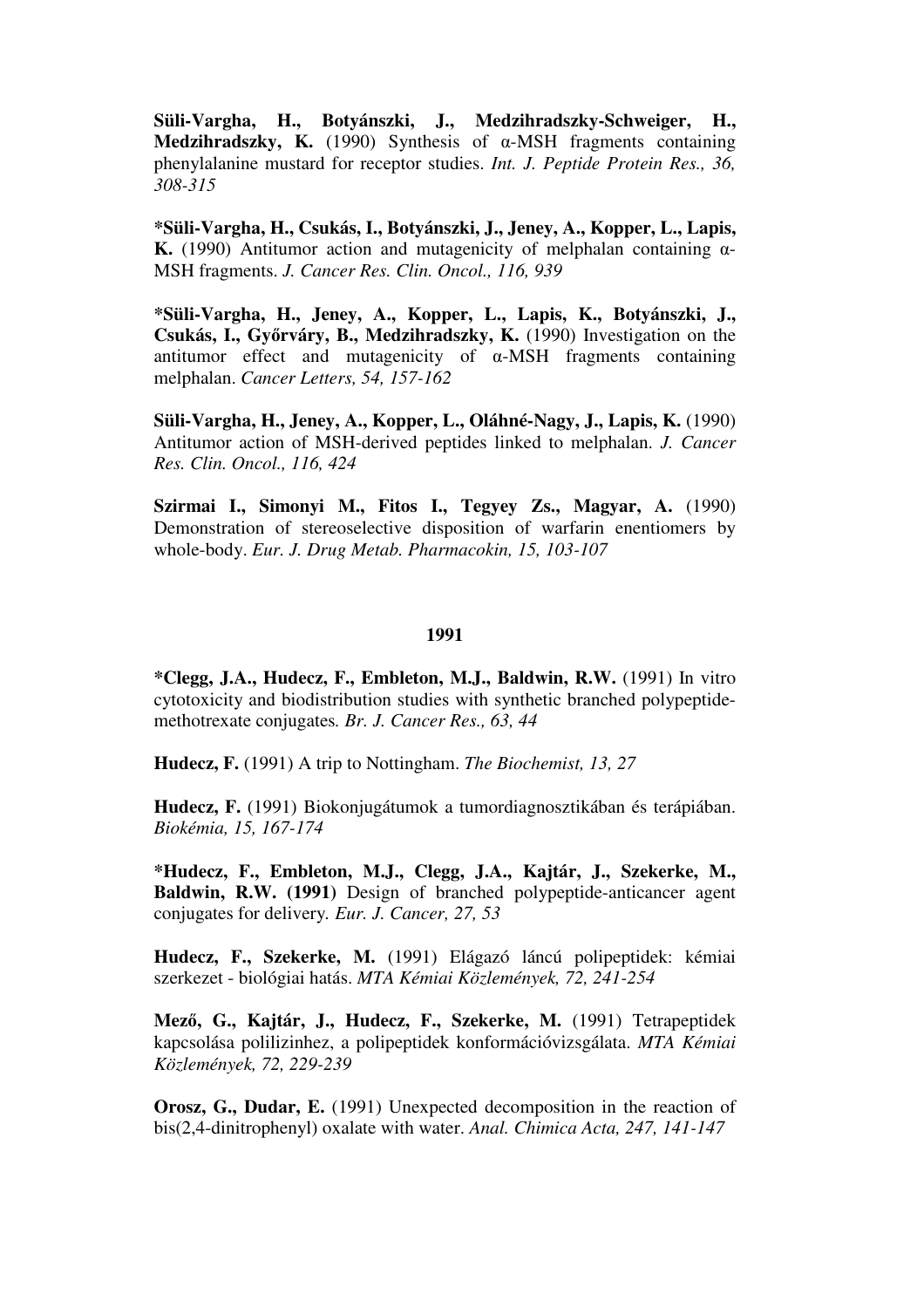**Süli-Vargha, H., Botyánszki, J., Medzihradszky-Schweiger, H., Medzihradszky, K.** (1990) Synthesis of α-MSH fragments containing phenylalanine mustard for receptor studies. *Int. J. Peptide Protein Res., 36, 308-315*

***Süli-Vargha, H., Csukás, I., Botyánszki, J., Jeney, A., Kopper, L., Lapis, K.** (1990) Antitumor action and mutagenicity of melphalan containing α-MSH fragments. *J. Cancer Res. Clin. Oncol., 116, 939*

***Süli-Vargha, H., Jeney, A., Kopper, L., Lapis, K., Botyánszki, J., Csukás, I., Győrváry, B., Medzihradszky, K.** (1990) Investigation on the antitumor effect and mutagenicity of α-MSH fragments containing melphalan. *Cancer Letters, 54, 157-162*

**Süli-Vargha, H., Jeney, A., Kopper, L., Oláhné-Nagy, J., Lapis, K.** (1990) Antitumor action of MSH-derived peptides linked to melphalan. *J. Cancer Res. Clin. Oncol., 116, 424*

**Szirmai I., Simonyi M., Fitos I., Tegyey Zs., Magyar, A.** (1990) Demonstration of stereoselective disposition of warfarin enentiomers by whole-body. *Eur. J. Drug Metab. Pharmacokin, 15, 103-107*

## 1991

***Clegg, J.A., Hudecz, F., Embleton, M.J., Baldwin, R.W.** (1991) In vitro cytotoxicity and biodistribution studies with synthetic branched polypeptide-methotrexate conjugates. *Br. J. Cancer Res., 63, 44*

**Hudecz, F.** (1991) A trip to Nottingham. *The Biochemist, 13, 27*

**Hudecz, F.** (1991) Biokonjugátumok a tumordiagnosztikában és terápiában. *Biokémia, 15, 167-174*

***Hudecz, F., Embleton, M.J., Clegg, J.A., Kajtár, J., Szekerke, M., Baldwin, R.W. (1991)** Design of branched polypeptide-anticancer agent conjugates for delivery. *Eur. J. Cancer, 27, 53*

**Hudecz, F., Szekerke, M.** (1991) Elágazó láncú polipeptidek: kémiai szerkezet - biológiai hatás. *MTA Kémiai Közlemények, 72, 241-254*

**Mező, G., Kajtár, J., Hudecz, F., Szekerke, M.** (1991) Tetrapeptidek kapcsolása polilizinhez, a polipeptidek konformációvizsgálata. *MTA Kémiai Közlemények, 72, 229-239*

**Orosz, G., Dudar, E.** (1991) Unexpected decomposition in the reaction of bis(2,4-dinitrophenyl) oxalate with water. *Anal. Chimica Acta, 247, 141-147*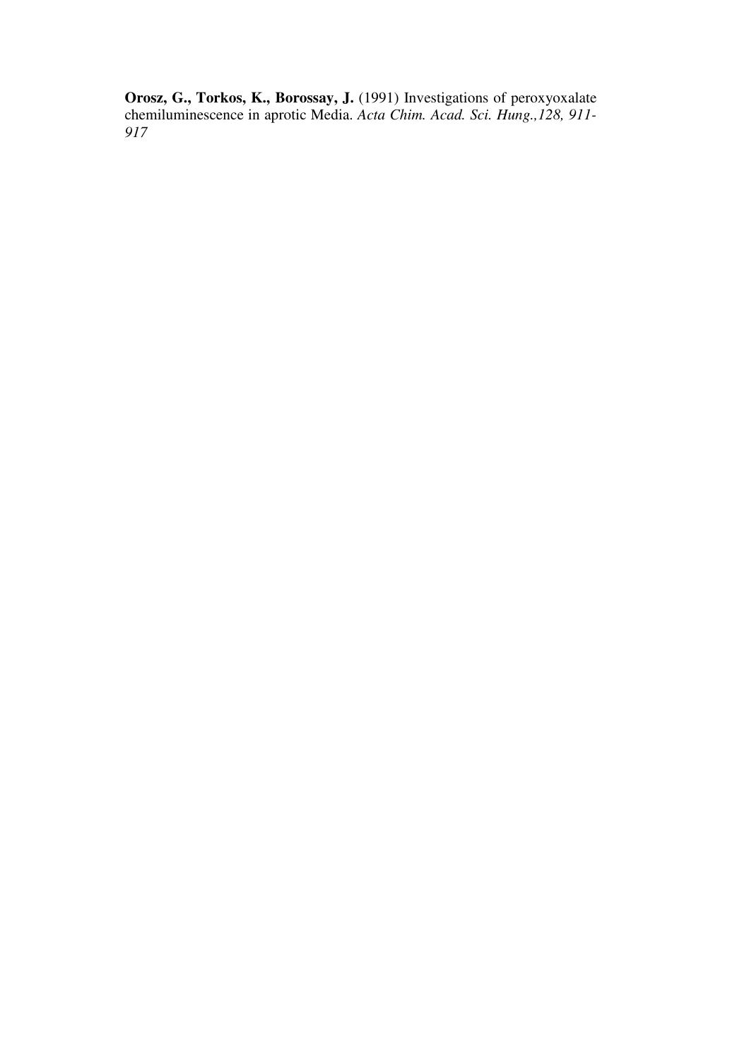**Orosz, G., Torkos, K., Borossay, J.** (1991) Investigations of peroxyoxalate chemiluminescence in aprotic Media. *Acta Chim. Acad. Sci. Hung.,128, 911-917*